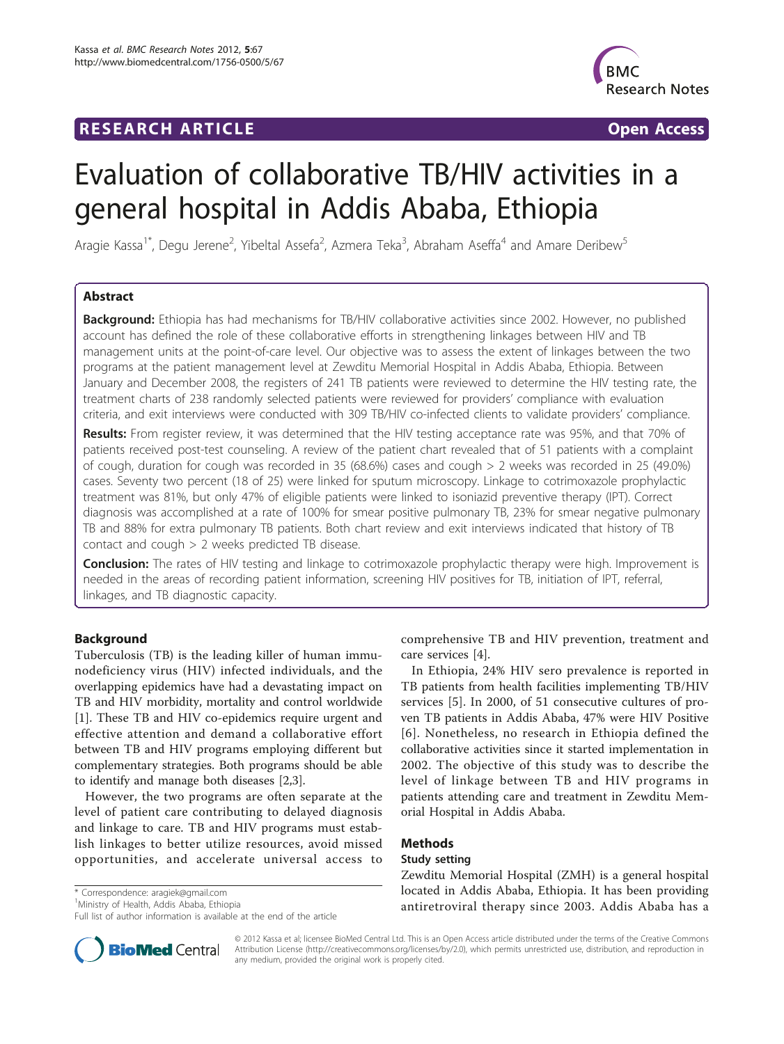RESEARCH ARTICLE Open Access

# Evaluation of collaborative TB/HIV activities in a general hospital in Addis Ababa, Ethiopia

Aragie Kassa[1*], Degu Jerene[2], Yibeltal Assefa[2], Azmera Teka[3], Abraham Aseffa[4] and Amare Deribew[5]

## Abstract

**Background:** Ethiopia has had mechanisms for TB/HIV collaborative activities since 2002. However, no published account has defined the role of these collaborative efforts in strengthening linkages between HIV and TB management units at the point-of-care level. Our objective was to assess the extent of linkages between the two programs at the patient management level at Zewditu Memorial Hospital in Addis Ababa, Ethiopia. Between January and December 2008, the registers of 241 TB patients were reviewed to determine the HIV testing rate, the treatment charts of 238 randomly selected patients were reviewed for providers' compliance with evaluation criteria, and exit interviews were conducted with 309 TB/HIV co-infected clients to validate providers' compliance.

**Results:** From register review, it was determined that the HIV testing acceptance rate was 95%, and that 70% of patients received post-test counseling. A review of the patient chart revealed that of 51 patients with a complaint of cough, duration for cough was recorded in 35 (68.6%) cases and cough > 2 weeks was recorded in 25 (49.0%) cases. Seventy two percent (18 of 25) were linked for sputum microscopy. Linkage to cotrimoxazole prophylactic treatment was 81%, but only 47% of eligible patients were linked to isoniazid preventive therapy (IPT). Correct diagnosis was accomplished at a rate of 100% for smear positive pulmonary TB, 23% for smear negative pulmonary TB and 88% for extra pulmonary TB patients. Both chart review and exit interviews indicated that history of TB contact and cough > 2 weeks predicted TB disease.

**Conclusion:** The rates of HIV testing and linkage to cotrimoxazole prophylactic therapy were high. Improvement is needed in the areas of recording patient information, screening HIV positives for TB, initiation of IPT, referral, linkages, and TB diagnostic capacity.

## Background

Tuberculosis (TB) is the leading killer of human immunodeficiency virus (HIV) infected individuals, and the overlapping epidemics have had a devastating impact on TB and HIV morbidity, mortality and control worldwide [1]. These TB and HIV co-epidemics require urgent and effective attention and demand a collaborative effort between TB and HIV programs employing different but complementary strategies. Both programs should be able to identify and manage both diseases [2,3].

However, the two programs are often separate at the level of patient care contributing to delayed diagnosis and linkage to care. TB and HIV programs must establish linkages to better utilize resources, avoid missed opportunities, and accelerate universal access to comprehensive TB and HIV prevention, treatment and care services [4].

In Ethiopia, 24% HIV sero prevalence is reported in TB patients from health facilities implementing TB/HIV services [5]. In 2000, of 51 consecutive cultures of proven TB patients in Addis Ababa, 47% were HIV Positive [6]. Nonetheless, no research in Ethiopia defined the collaborative activities since it started implementation in 2002. The objective of this study was to describe the level of linkage between TB and HIV programs in patients attending care and treatment in Zewditu Memorial Hospital in Addis Ababa.

## Methods

### Study setting

Zewditu Memorial Hospital (ZMH) is a general hospital located in Addis Ababa, Ethiopia. It has been providing antiretroviral therapy since 2003. Addis Ababa has a

\* Correspondence: aragiek@gmail.com
[1]Ministry of Health, Addis Ababa, Ethiopia
Full list of author information is available at the end of the article

© 2012 Kassa et al; licensee BioMed Central Ltd. This is an Open Access article distributed under the terms of the Creative Commons Attribution License (http://creativecommons.org/licenses/by/2.0), which permits unrestricted use, distribution, and reproduction in any medium, provided the original work is properly cited.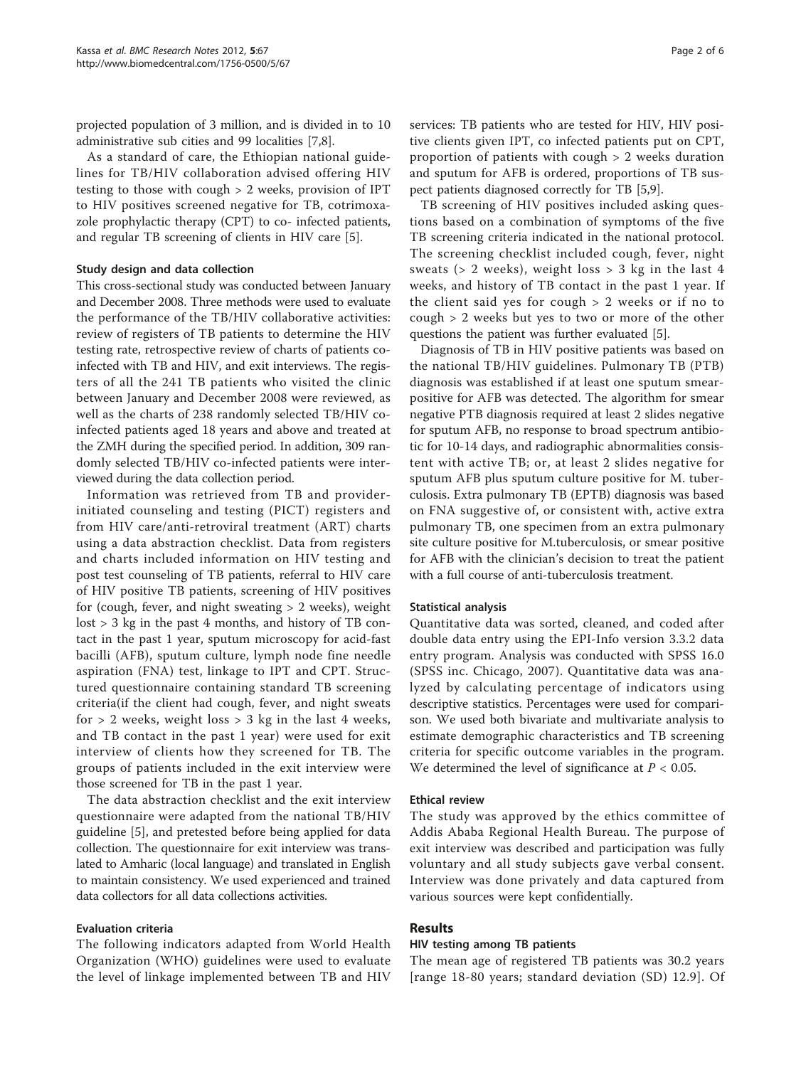projected population of 3 million, and is divided in to 10 administrative sub cities and 99 localities [7,8].

As a standard of care, the Ethiopian national guidelines for TB/HIV collaboration advised offering HIV testing to those with cough > 2 weeks, provision of IPT to HIV positives screened negative for TB, cotrimoxazole prophylactic therapy (CPT) to co- infected patients, and regular TB screening of clients in HIV care [5].

### Study design and data collection

This cross-sectional study was conducted between January and December 2008. Three methods were used to evaluate the performance of the TB/HIV collaborative activities: review of registers of TB patients to determine the HIV testing rate, retrospective review of charts of patients co-infected with TB and HIV, and exit interviews. The registers of all the 241 TB patients who visited the clinic between January and December 2008 were reviewed, as well as the charts of 238 randomly selected TB/HIV co-infected patients aged 18 years and above and treated at the ZMH during the specified period. In addition, 309 randomly selected TB/HIV co-infected patients were interviewed during the data collection period.

Information was retrieved from TB and provider-initiated counseling and testing (PICT) registers and from HIV care/anti-retroviral treatment (ART) charts using a data abstraction checklist. Data from registers and charts included information on HIV testing and post test counseling of TB patients, referral to HIV care of HIV positive TB patients, screening of HIV positives for (cough, fever, and night sweating > 2 weeks), weight lost > 3 kg in the past 4 months, and history of TB contact in the past 1 year, sputum microscopy for acid-fast bacilli (AFB), sputum culture, lymph node fine needle aspiration (FNA) test, linkage to IPT and CPT. Structured questionnaire containing standard TB screening criteria(if the client had cough, fever, and night sweats for > 2 weeks, weight loss > 3 kg in the last 4 weeks, and TB contact in the past 1 year) were used for exit interview of clients how they screened for TB. The groups of patients included in the exit interview were those screened for TB in the past 1 year.

The data abstraction checklist and the exit interview questionnaire were adapted from the national TB/HIV guideline [5], and pretested before being applied for data collection. The questionnaire for exit interview was translated to Amharic (local language) and translated in English to maintain consistency. We used experienced and trained data collectors for all data collections activities.

### Evaluation criteria

The following indicators adapted from World Health Organization (WHO) guidelines were used to evaluate the level of linkage implemented between TB and HIV services: TB patients who are tested for HIV, HIV positive clients given IPT, co infected patients put on CPT, proportion of patients with cough > 2 weeks duration and sputum for AFB is ordered, proportions of TB suspect patients diagnosed correctly for TB [5,9].

TB screening of HIV positives included asking questions based on a combination of symptoms of the five TB screening criteria indicated in the national protocol. The screening checklist included cough, fever, night sweats (> 2 weeks), weight loss > 3 kg in the last 4 weeks, and history of TB contact in the past 1 year. If the client said yes for cough > 2 weeks or if no to cough > 2 weeks but yes to two or more of the other questions the patient was further evaluated [5].

Diagnosis of TB in HIV positive patients was based on the national TB/HIV guidelines. Pulmonary TB (PTB) diagnosis was established if at least one sputum smear-positive for AFB was detected. The algorithm for smear negative PTB diagnosis required at least 2 slides negative for sputum AFB, no response to broad spectrum antibiotic for 10-14 days, and radiographic abnormalities consistent with active TB; or, at least 2 slides negative for sputum AFB plus sputum culture positive for M. tuberculosis. Extra pulmonary TB (EPTB) diagnosis was based on FNA suggestive of, or consistent with, active extra pulmonary TB, one specimen from an extra pulmonary site culture positive for M.tuberculosis, or smear positive for AFB with the clinician's decision to treat the patient with a full course of anti-tuberculosis treatment.

### Statistical analysis

Quantitative data was sorted, cleaned, and coded after double data entry using the EPI-Info version 3.3.2 data entry program. Analysis was conducted with SPSS 16.0 (SPSS inc. Chicago, 2007). Quantitative data was analyzed by calculating percentage of indicators using descriptive statistics. Percentages were used for comparison. We used both bivariate and multivariate analysis to estimate demographic characteristics and TB screening criteria for specific outcome variables in the program. We determined the level of significance at $P < 0.05$.

### Ethical review

The study was approved by the ethics committee of Addis Ababa Regional Health Bureau. The purpose of exit interview was described and participation was fully voluntary and all study subjects gave verbal consent. Interview was done privately and data captured from various sources were kept confidentially.

## Results

### HIV testing among TB patients

The mean age of registered TB patients was 30.2 years [range 18-80 years; standard deviation (SD) 12.9]. Of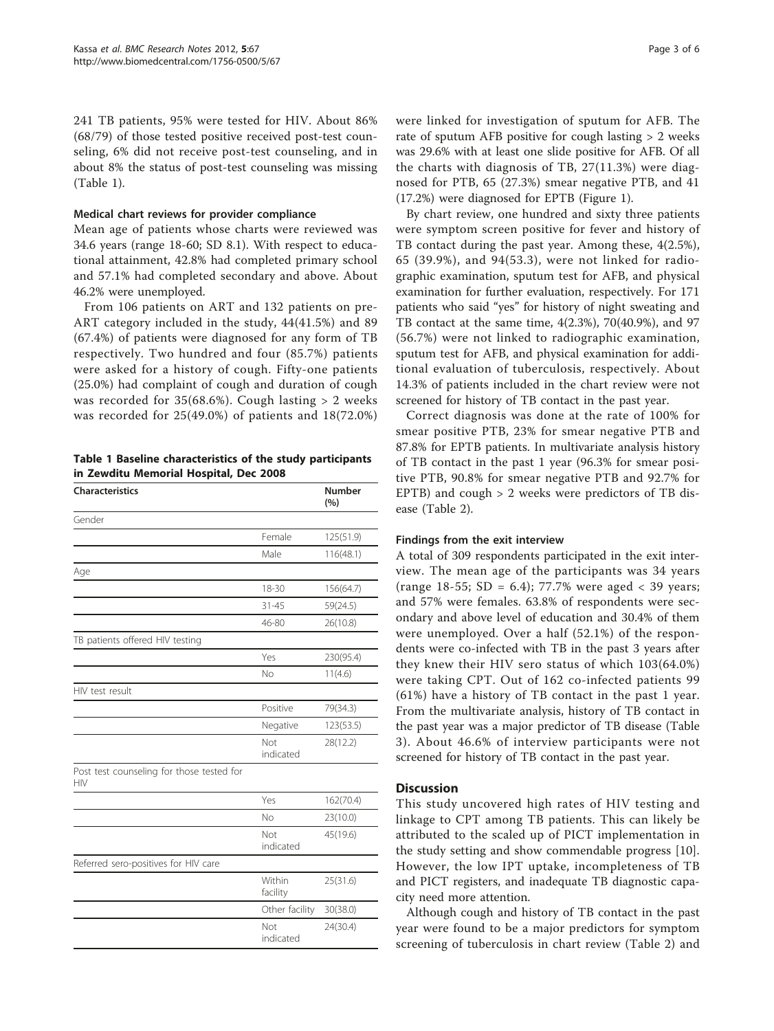241 TB patients, 95% were tested for HIV. About 86% (68/79) of those tested positive received post-test counseling, 6% did not receive post-test counseling, and in about 8% the status of post-test counseling was missing (Table 1).

#### Medical chart reviews for provider compliance

Mean age of patients whose charts were reviewed was 34.6 years (range 18-60; SD 8.1). With respect to educational attainment, 42.8% had completed primary school and 57.1% had completed secondary and above. About 46.2% were unemployed.

From 106 patients on ART and 132 patients on pre-ART category included in the study, 44(41.5%) and 89 (67.4%) of patients were diagnosed for any form of TB respectively. Two hundred and four (85.7%) patients were asked for a history of cough. Fifty-one patients (25.0%) had complaint of cough and duration of cough was recorded for 35(68.6%). Cough lasting > 2 weeks was recorded for 25(49.0%) of patients and 18(72.0%) were linked for investigation of sputum for AFB. The rate of sputum AFB positive for cough lasting > 2 weeks was 29.6% with at least one slide positive for AFB. Of all the charts with diagnosis of TB, 27(11.3%) were diagnosed for PTB, 65 (27.3%) smear negative PTB, and 41 (17.2%) were diagnosed for EPTB (Figure 1).

By chart review, one hundred and sixty three patients were symptom screen positive for fever and history of TB contact during the past year. Among these, 4(2.5%), 65 (39.9%), and 94(53.3), were not linked for radiographic examination, sputum test for AFB, and physical examination for further evaluation, respectively. For 171 patients who said "yes" for history of night sweating and TB contact at the same time, 4(2.3%), 70(40.9%), and 97 (56.7%) were not linked to radiographic examination, sputum test for AFB, and physical examination for additional evaluation of tuberculosis, respectively. About 14.3% of patients included in the chart review were not screened for history of TB contact in the past year.

Correct diagnosis was done at the rate of 100% for smear positive PTB, 23% for smear negative PTB and 87.8% for EPTB patients. In multivariate analysis history of TB contact in the past 1 year (96.3% for smear positive PTB, 90.8% for smear negative PTB and 92.7% for EPTB) and cough > 2 weeks were predictors of TB disease (Table 2).

**Table 1 Baseline characteristics of the study participants in Zewditu Memorial Hospital, Dec 2008**

| Characteristics | | Number (%) |
|---|---|---|
| Gender | | |
| | Female | 125(51.9) |
| | Male | 116(48.1) |
| Age | | |
| | 18-30 | 156(64.7) |
| | 31-45 | 59(24.5) |
| | 46-80 | 26(10.8) |
| TB patients offered HIV testing | | |
| | Yes | 230(95.4) |
| | No | 11(4.6) |
| HIV test result | | |
| | Positive | 79(34.3) |
| | Negative | 123(53.5) |
| | Not indicated | 28(12.2) |
| Post test counseling for those tested for HIV | | |
| | Yes | 162(70.4) |
| | No | 23(10.0) |
| | Not indicated | 45(19.6) |
| Referred sero-positives for HIV care | | |
| | Within facility | 25(31.6) |
| | Other facility | 30(38.0) |
| | Not indicated | 24(30.4) |

#### Findings from the exit interview

A total of 309 respondents participated in the exit interview. The mean age of the participants was 34 years (range 18-55; SD = 6.4); 77.7% were aged < 39 years; and 57% were females. 63.8% of respondents were secondary and above level of education and 30.4% of them were unemployed. Over a half (52.1%) of the respondents were co-infected with TB in the past 3 years after they knew their HIV sero status of which 103(64.0%) were taking CPT. Out of 162 co-infected patients 99 (61%) have a history of TB contact in the past 1 year. From the multivariate analysis, history of TB contact in the past year was a major predictor of TB disease (Table 3). About 46.6% of interview participants were not screened for history of TB contact in the past year.

## Discussion

This study uncovered high rates of HIV testing and linkage to CPT among TB patients. This can likely be attributed to the scaled up of PICT implementation in the study setting and show commendable progress [10]. However, the low IPT uptake, incompleteness of TB and PICT registers, and inadequate TB diagnostic capacity need more attention.

Although cough and history of TB contact in the past year were found to be a major predictors for symptom screening of tuberculosis in chart review (Table 2) and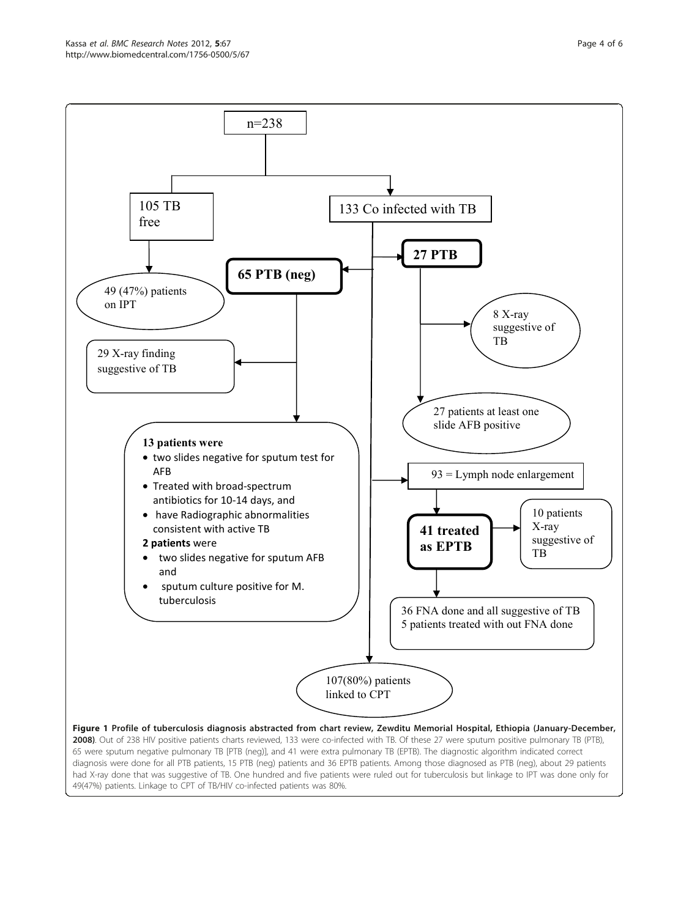n=238

105 TB free

133 Co infected with TB

49 (47%) patients on IPT

**65 PTB (neg)**

**27 PTB**

8 X-ray suggestive of TB

29 X-ray finding suggestive of TB

27 patients at least one slide AFB positive

**13 patients were**

- two slides negative for sputum test for AFB
- Treated with broad-spectrum antibiotics for 10-14 days, and
- have Radiographic abnormalities consistent with active TB

**2 patients** were

- two slides negative for sputum AFB and
- sputum culture positive for M. tuberculosis

93 = Lymph node enlargement

**41 treated as EPTB**

10 patients X-ray suggestive of TB

36 FNA done and all suggestive of TB
5 patients treated with out FNA done

107(80%) patients linked to CPT

**Figure 1 Profile of tuberculosis diagnosis abstracted from chart review, Zewditu Memorial Hospital, Ethiopia (January-December, 2008)**. Out of 238 HIV positive patients charts reviewed, 133 were co-infected with TB. Of these 27 were sputum positive pulmonary TB (PTB), 65 were sputum negative pulmonary TB [PTB (neg)], and 41 were extra pulmonary TB (EPTB). The diagnostic algorithm indicated correct diagnosis were done for all PTB patients, 15 PTB (neg) patients and 36 EPTB patients. Among those diagnosed as PTB (neg), about 29 patients had X-ray done that was suggestive of TB. One hundred and five patients were ruled out for tuberculosis but linkage to IPT was done only for 49(47%) patients. Linkage to CPT of TB/HIV co-infected patients was 80%.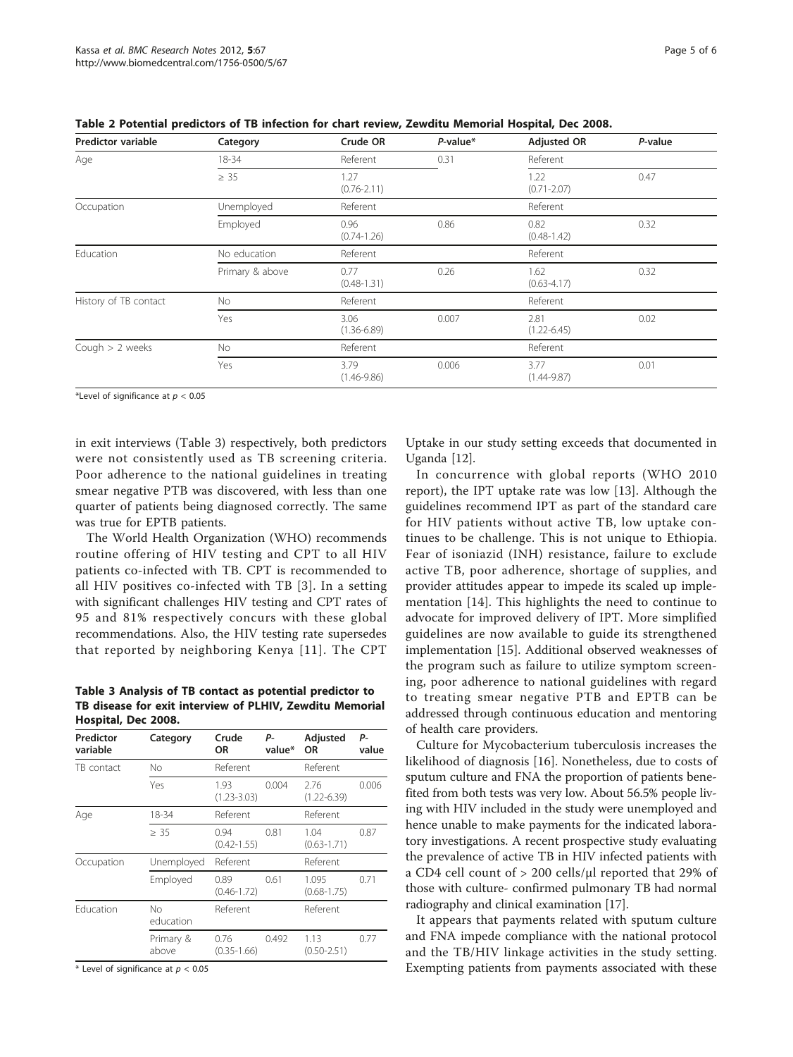**Table 2 Potential predictors of TB infection for chart review, Zewditu Memorial Hospital, Dec 2008.**

| Predictor variable | Category | Crude OR | *P*-value* | Adjusted OR | *P*-value |
|---|---|---|---|---|---|
| Age | 18-34 | Referent | 0.31 | Referent | |
| | ≥ 35 | 1.27 (0.76-2.11) | | 1.22 (0.71-2.07) | 0.47 |
| Occupation | Unemployed | Referent | | Referent | |
| | Employed | 0.96 (0.74-1.26) | 0.86 | 0.82 (0.48-1.42) | 0.32 |
| Education | No education | Referent | | Referent | |
| | Primary & above | 0.77 (0.48-1.31) | 0.26 | 1.62 (0.63-4.17) | 0.32 |
| History of TB contact | No | Referent | | Referent | |
| | Yes | 3.06 (1.36-6.89) | 0.007 | 2.81 (1.22-6.45) | 0.02 |
| Cough > 2 weeks | No | Referent | | Referent | |
| | Yes | 3.79 (1.46-9.86) | 0.006 | 3.77 (1.44-9.87) | 0.01 |

*Level of significance at $p < 0.05$

in exit interviews (Table 3) respectively, both predictors were not consistently used as TB screening criteria. Poor adherence to the national guidelines in treating smear negative PTB was discovered, with less than one quarter of patients being diagnosed correctly. The same was true for EPTB patients.

The World Health Organization (WHO) recommends routine offering of HIV testing and CPT to all HIV patients co-infected with TB. CPT is recommended to all HIV positives co-infected with TB [3]. In a setting with significant challenges HIV testing and CPT rates of 95 and 81% respectively concurs with these global recommendations. Also, the HIV testing rate supersedes that reported by neighboring Kenya [11]. The CPT Uptake in our study setting exceeds that documented in Uganda [12].

**Table 3 Analysis of TB contact as potential predictor to TB disease for exit interview of PLHIV, Zewditu Memorial Hospital, Dec 2008.**

| Predictor variable | Category | Crude OR | *P*-value* | Adjusted OR | *P*-value |
|---|---|---|---|---|---|
| TB contact | No | Referent | | Referent | |
| | Yes | 1.93 (1.23-3.03) | 0.004 | 2.76 (1.22-6.39) | 0.006 |
| Age | 18-34 | Referent | | Referent | |
| | ≥ 35 | 0.94 (0.42-1.55) | 0.81 | 1.04 (0.63-1.71) | 0.87 |
| Occupation | Unemployed | Referent | | Referent | |
| | Employed | 0.89 (0.46-1.72) | 0.61 | 1.095 (0.68-1.75) | 0.71 |
| Education | No education | Referent | | Referent | |
| | Primary & above | 0.76 (0.35-1.66) | 0.492 | 1.13 (0.50-2.51) | 0.77 |

* Level of significance at $p < 0.05$

In concurrence with global reports (WHO 2010 report), the IPT uptake rate was low [13]. Although the guidelines recommend IPT as part of the standard care for HIV patients without active TB, low uptake continues to be challenge. This is not unique to Ethiopia. Fear of isoniazid (INH) resistance, failure to exclude active TB, poor adherence, shortage of supplies, and provider attitudes appear to impede its scaled up implementation [14]. This highlights the need to continue to advocate for improved delivery of IPT. More simplified guidelines are now available to guide its strengthened implementation [15]. Additional observed weaknesses of the program such as failure to utilize symptom screening, poor adherence to national guidelines with regard to treating smear negative PTB and EPTB can be addressed through continuous education and mentoring of health care providers.

Culture for Mycobacterium tuberculosis increases the likelihood of diagnosis [16]. Nonetheless, due to costs of sputum culture and FNA the proportion of patients benefited from both tests was very low. About 56.5% people living with HIV included in the study were unemployed and hence unable to make payments for the indicated laboratory investigations. A recent prospective study evaluating the prevalence of active TB in HIV infected patients with a CD4 cell count of > 200 cells/μl reported that 29% of those with culture- confirmed pulmonary TB had normal radiography and clinical examination [17].

It appears that payments related with sputum culture and FNA impede compliance with the national protocol and the TB/HIV linkage activities in the study setting. Exempting patients from payments associated with these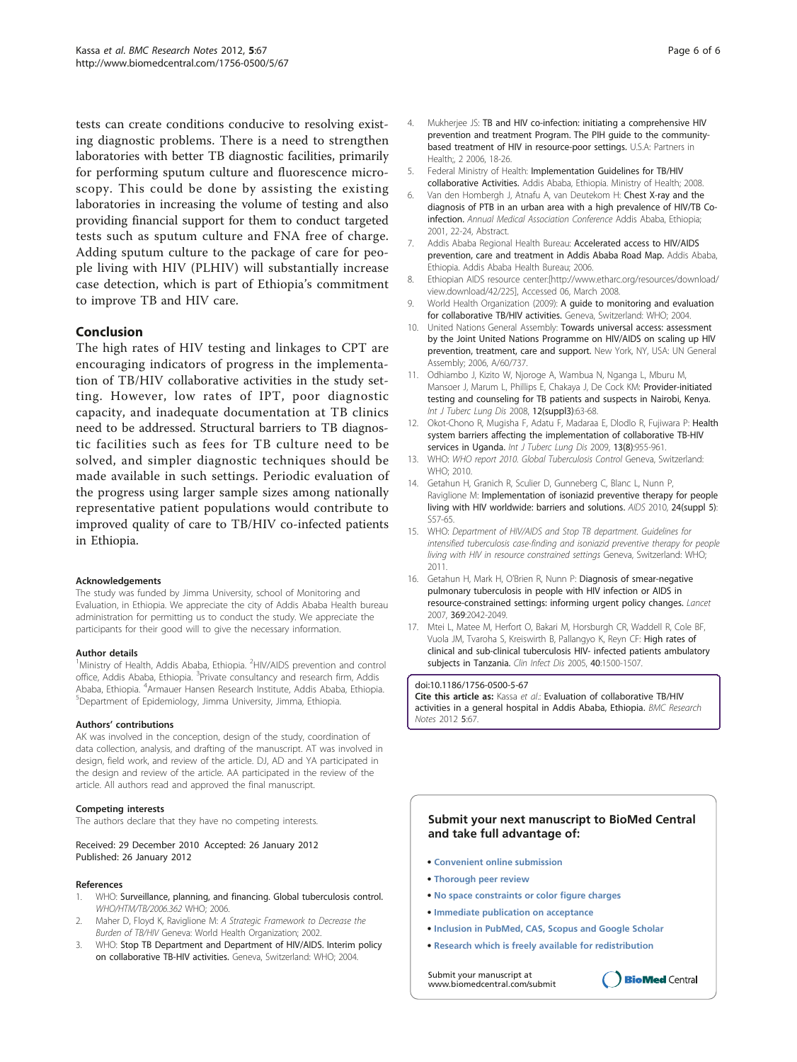tests can create conditions conducive to resolving existing diagnostic problems. There is a need to strengthen laboratories with better TB diagnostic facilities, primarily for performing sputum culture and fluorescence microscopy. This could be done by assisting the existing laboratories in increasing the volume of testing and also providing financial support for them to conduct targeted tests such as sputum culture and FNA free of charge. Adding sputum culture to the package of care for people living with HIV (PLHIV) will substantially increase case detection, which is part of Ethiopia's commitment to improve TB and HIV care.

## Conclusion

The high rates of HIV testing and linkages to CPT are encouraging indicators of progress in the implementation of TB/HIV collaborative activities in the study setting. However, low rates of IPT, poor diagnostic capacity, and inadequate documentation at TB clinics need to be addressed. Structural barriers to TB diagnostic facilities such as fees for TB culture need to be solved, and simpler diagnostic techniques should be made available in such settings. Periodic evaluation of the progress using larger sample sizes among nationally representative patient populations would contribute to improved quality of care to TB/HIV co-infected patients in Ethiopia.

#### Acknowledgements

The study was funded by Jimma University, school of Monitoring and Evaluation, in Ethiopia. We appreciate the city of Addis Ababa Health bureau administration for permitting us to conduct the study. We appreciate the participants for their good will to give the necessary information.

#### Author details

[1]Ministry of Health, Addis Ababa, Ethiopia. [2]HIV/AIDS prevention and control office, Addis Ababa, Ethiopia. [3]Private consultancy and research firm, Addis Ababa, Ethiopia. [4]Armauer Hansen Research Institute, Addis Ababa, Ethiopia. [5]Department of Epidemiology, Jimma University, Jimma, Ethiopia.

#### Authors' contributions

AK was involved in the conception, design of the study, coordination of data collection, analysis, and drafting of the manuscript. AT was involved in design, field work, and review of the article. DJ, AD and YA participated in the design and review of the article. AA participated in the review of the article. All authors read and approved the final manuscript.

#### Competing interests

The authors declare that they have no competing interests.

Received: 29 December 2010 Accepted: 26 January 2012
Published: 26 January 2012

#### References

1. WHO: **Surveillance, planning, and financing. Global tuberculosis control.** *WHO/HTM/TB/2006.362* WHO; 2006.
2. Maher D, Floyd K, Raviglione M: *A Strategic Framework to Decrease the Burden of TB/HIV* Geneva: World Health Organization; 2002.
3. WHO: **Stop TB Department and Department of HIV/AIDS. Interim policy on collaborative TB-HIV activities.** Geneva, Switzerland: WHO; 2004.
4. Mukherjee JS: **TB and HIV co-infection: initiating a comprehensive HIV prevention and treatment Program. The PIH guide to the community-based treatment of HIV in resource-poor settings.** U.S.A: Partners in Health;, 2 2006, 18-26.
5. Federal Ministry of Health: **Implementation Guidelines for TB/HIV collaborative Activities.** Addis Ababa, Ethiopia. Ministry of Health; 2008.
6. Van den Hombergh J, Atnafu A, van Deutekom H: **Chest X-ray and the diagnosis of PTB in an urban area with a high prevalence of HIV/TB Co-infection.** *Annual Medical Association Conference* Addis Ababa, Ethiopia; 2001, 22-24, Abstract.
7. Addis Ababa Regional Health Bureau: **Accelerated access to HIV/AIDS prevention, care and treatment in Addis Ababa Road Map.** Addis Ababa, Ethiopia. Addis Ababa Health Bureau; 2006.
8. Ethiopian AIDS resource center:[http://www.etharc.org/resources/download/view.download/42/225], Accessed 06, March 2008.
9. World Health Organization (2009): **A guide to monitoring and evaluation for collaborative TB/HIV activities.** Geneva, Switzerland: WHO; 2004.
10. United Nations General Assembly: **Towards universal access: assessment by the Joint United Nations Programme on HIV/AIDS on scaling up HIV prevention, treatment, care and support.** New York, NY, USA: UN General Assembly; 2006, A/60/737.
11. Odhiambo J, Kizito W, Njoroge A, Wambua N, Nganga L, Mburu M, Mansoer J, Marum L, Phillips E, Chakaya J, De Cock KM: **Provider-initiated testing and counseling for TB patients and suspects in Nairobi, Kenya.** *Int J Tuberc Lung Dis* 2008, **12(suppl3)**:63-68.
12. Okot-Chono R, Mugisha F, Adatu F, Madaraa E, Dlodlo R, Fujiwara P: **Health system barriers affecting the implementation of collaborative TB-HIV services in Uganda.** *Int J Tuberc Lung Dis* 2009, **13(8)**:955-961.
13. WHO: *WHO report 2010. Global Tuberculosis Control* Geneva, Switzerland: WHO; 2010.
14. Getahun H, Granich R, Sculier D, Gunneberg C, Blanc L, Nunn P, Raviglione M: **Implementation of isoniazid preventive therapy for people living with HIV worldwide: barriers and solutions.** *AIDS* 2010, **24(suppl 5)**: S57-65.
15. WHO: *Department of HIV/AIDS and Stop TB department. Guidelines for intensified tuberculosis case-finding and isoniazid preventive therapy for people living with HIV in resource constrained settings* Geneva, Switzerland: WHO; 2011.
16. Getahun H, Mark H, O'Brien R, Nunn P: **Diagnosis of smear-negative pulmonary tuberculosis in people with HIV infection or AIDS in resource-constrained settings: informing urgent policy changes.** *Lancet* 2007, **369**:2042-2049.
17. Mtei L, Matee M, Herfort O, Bakari M, Horsburgh CR, Waddell R, Cole BF, Vuola JM, Tvaroha S, Kreiswirth B, Pallangyo K, Reyn CF: **High rates of clinical and sub-clinical tuberculosis HIV- infected patients ambulatory subjects in Tanzania.** *Clin Infect Dis* 2005, **40**:1500-1507.

doi:10.1186/1756-0500-5-67
**Cite this article as:** Kassa *et al.*: Evaluation of collaborative TB/HIV activities in a general hospital in Addis Ababa, Ethiopia. *BMC Research Notes* 2012 **5**:67.